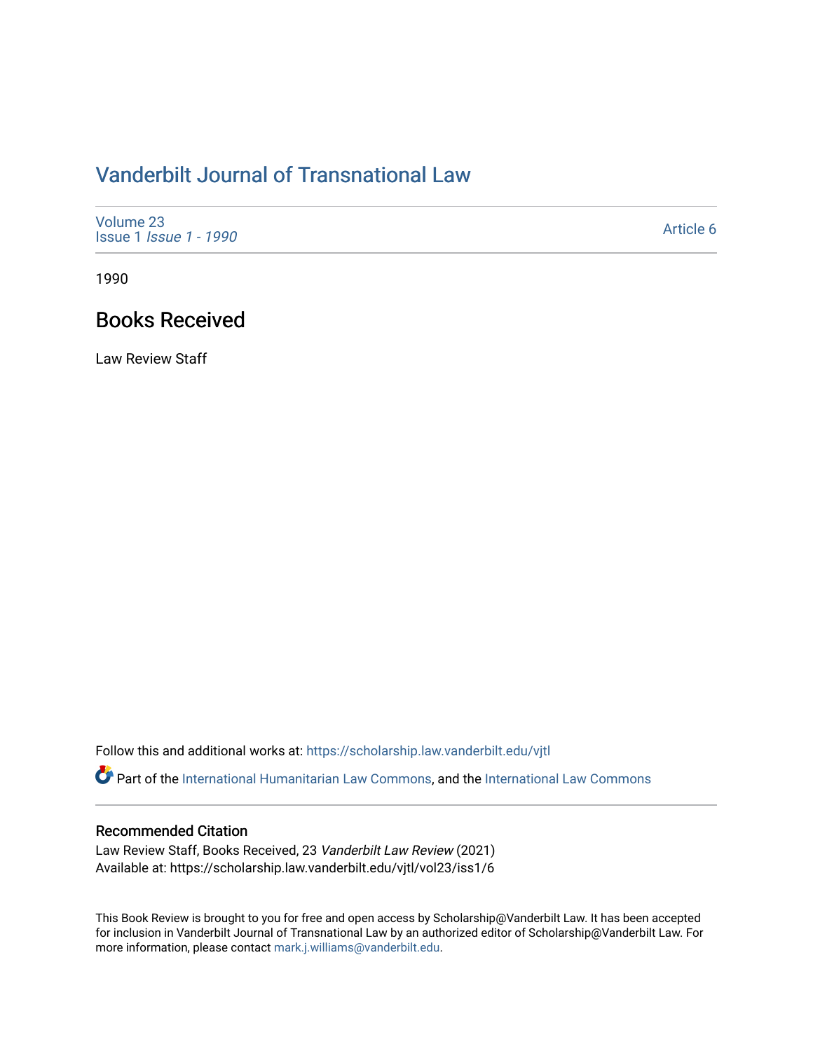# Vanderbilt Journal of Transnational Law

Volume 23
Issue 1 *Issue 1 - 1990*

Article 6

1990

## Books Received

Law Review Staff

Follow this and additional works at: https://scholarship.law.vanderbilt.edu/vjtl

Part of the International Humanitarian Law Commons, and the International Law Commons

### Recommended Citation

Law Review Staff, Books Received, 23 *Vanderbilt Law Review* (2021)
Available at: https://scholarship.law.vanderbilt.edu/vjtl/vol23/iss1/6

This Book Review is brought to you for free and open access by Scholarship@Vanderbilt Law. It has been accepted for inclusion in Vanderbilt Journal of Transnational Law by an authorized editor of Scholarship@Vanderbilt Law. For more information, please contact mark.j.williams@vanderbilt.edu.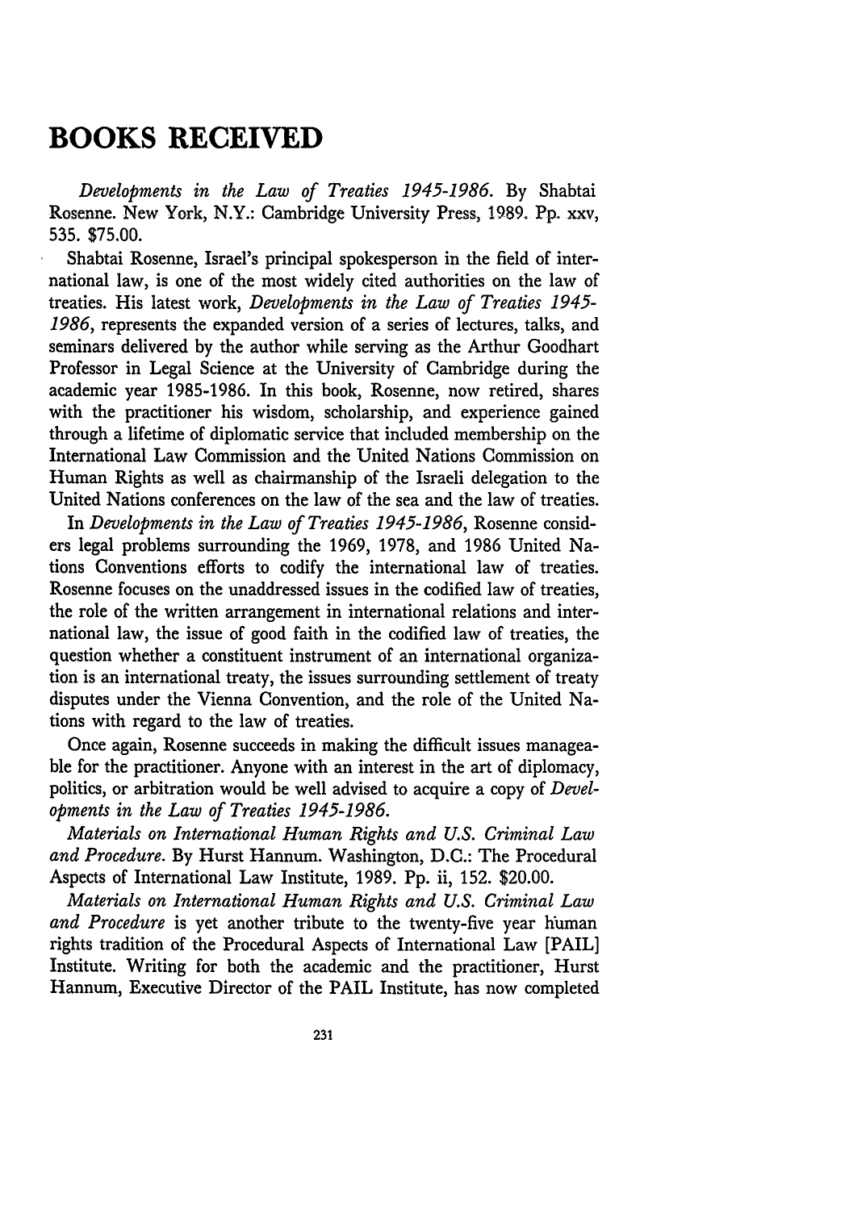# BOOKS RECEIVED

*Developments in the Law of Treaties 1945-1986*. By Shabtai Rosenne. New York, N.Y.: Cambridge University Press, 1989. Pp. xxv, 535. $75.00.

Shabtai Rosenne, Israel's principal spokesperson in the field of international law, is one of the most widely cited authorities on the law of treaties. His latest work, *Developments in the Law of Treaties 1945-1986*, represents the expanded version of a series of lectures, talks, and seminars delivered by the author while serving as the Arthur Goodhart Professor in Legal Science at the University of Cambridge during the academic year 1985-1986. In this book, Rosenne, now retired, shares with the practitioner his wisdom, scholarship, and experience gained through a lifetime of diplomatic service that included membership on the International Law Commission and the United Nations Commission on Human Rights as well as chairmanship of the Israeli delegation to the United Nations conferences on the law of the sea and the law of treaties.

In *Developments in the Law of Treaties 1945-1986*, Rosenne considers legal problems surrounding the 1969, 1978, and 1986 United Nations Conventions efforts to codify the international law of treaties. Rosenne focuses on the unaddressed issues in the codified law of treaties, the role of the written arrangement in international relations and international law, the issue of good faith in the codified law of treaties, the question whether a constituent instrument of an international organization is an international treaty, the issues surrounding settlement of treaty disputes under the Vienna Convention, and the role of the United Nations with regard to the law of treaties.

Once again, Rosenne succeeds in making the difficult issues manageable for the practitioner. Anyone with an interest in the art of diplomacy, politics, or arbitration would be well advised to acquire a copy of *Developments in the Law of Treaties 1945-1986*.

*Materials on International Human Rights and U.S. Criminal Law and Procedure*. By Hurst Hannum. Washington, D.C.: The Procedural Aspects of International Law Institute, 1989. Pp. ii, 152. $20.00.

*Materials on International Human Rights and U.S. Criminal Law and Procedure* is yet another tribute to the twenty-five year human rights tradition of the Procedural Aspects of International Law [PAIL] Institute. Writing for both the academic and the practitioner, Hurst Hannum, Executive Director of the PAIL Institute, has now completed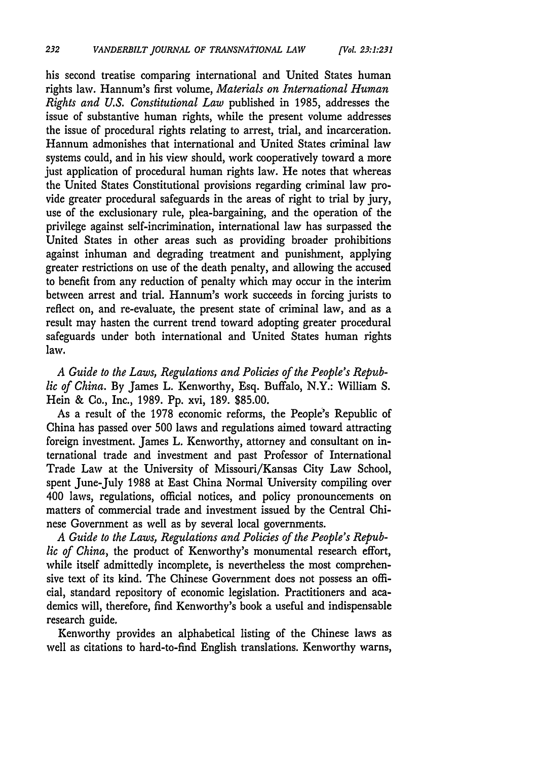his second treatise comparing international and United States human rights law. Hannum's first volume, *Materials on International Human Rights and U.S. Constitutional Law* published in 1985, addresses the issue of substantive human rights, while the present volume addresses the issue of procedural rights relating to arrest, trial, and incarceration. Hannum admonishes that international and United States criminal law systems could, and in his view should, work cooperatively toward a more just application of procedural human rights law. He notes that whereas the United States Constitutional provisions regarding criminal law provide greater procedural safeguards in the areas of right to trial by jury, use of the exclusionary rule, plea-bargaining, and the operation of the privilege against self-incrimination, international law has surpassed the United States in other areas such as providing broader prohibitions against inhuman and degrading treatment and punishment, applying greater restrictions on use of the death penalty, and allowing the accused to benefit from any reduction of penalty which may occur in the interim between arrest and trial. Hannum's work succeeds in forcing jurists to reflect on, and re-evaluate, the present state of criminal law, and as a result may hasten the current trend toward adopting greater procedural safeguards under both international and United States human rights law.

*A Guide to the Laws, Regulations and Policies of the People's Republic of China.* By James L. Kenworthy, Esq. Buffalo, N.Y.: William S. Hein & Co., Inc., 1989. Pp. xvi, 189. $85.00.

As a result of the 1978 economic reforms, the People's Republic of China has passed over 500 laws and regulations aimed toward attracting foreign investment. James L. Kenworthy, attorney and consultant on international trade and investment and past Professor of International Trade Law at the University of Missouri/Kansas City Law School, spent June-July 1988 at East China Normal University compiling over 400 laws, regulations, official notices, and policy pronouncements on matters of commercial trade and investment issued by the Central Chinese Government as well as by several local governments.

*A Guide to the Laws, Regulations and Policies of the People's Republic of China*, the product of Kenworthy's monumental research effort, while itself admittedly incomplete, is nevertheless the most comprehensive text of its kind. The Chinese Government does not possess an official, standard repository of economic legislation. Practitioners and academics will, therefore, find Kenworthy's book a useful and indispensable research guide.

Kenworthy provides an alphabetical listing of the Chinese laws as well as citations to hard-to-find English translations. Kenworthy warns,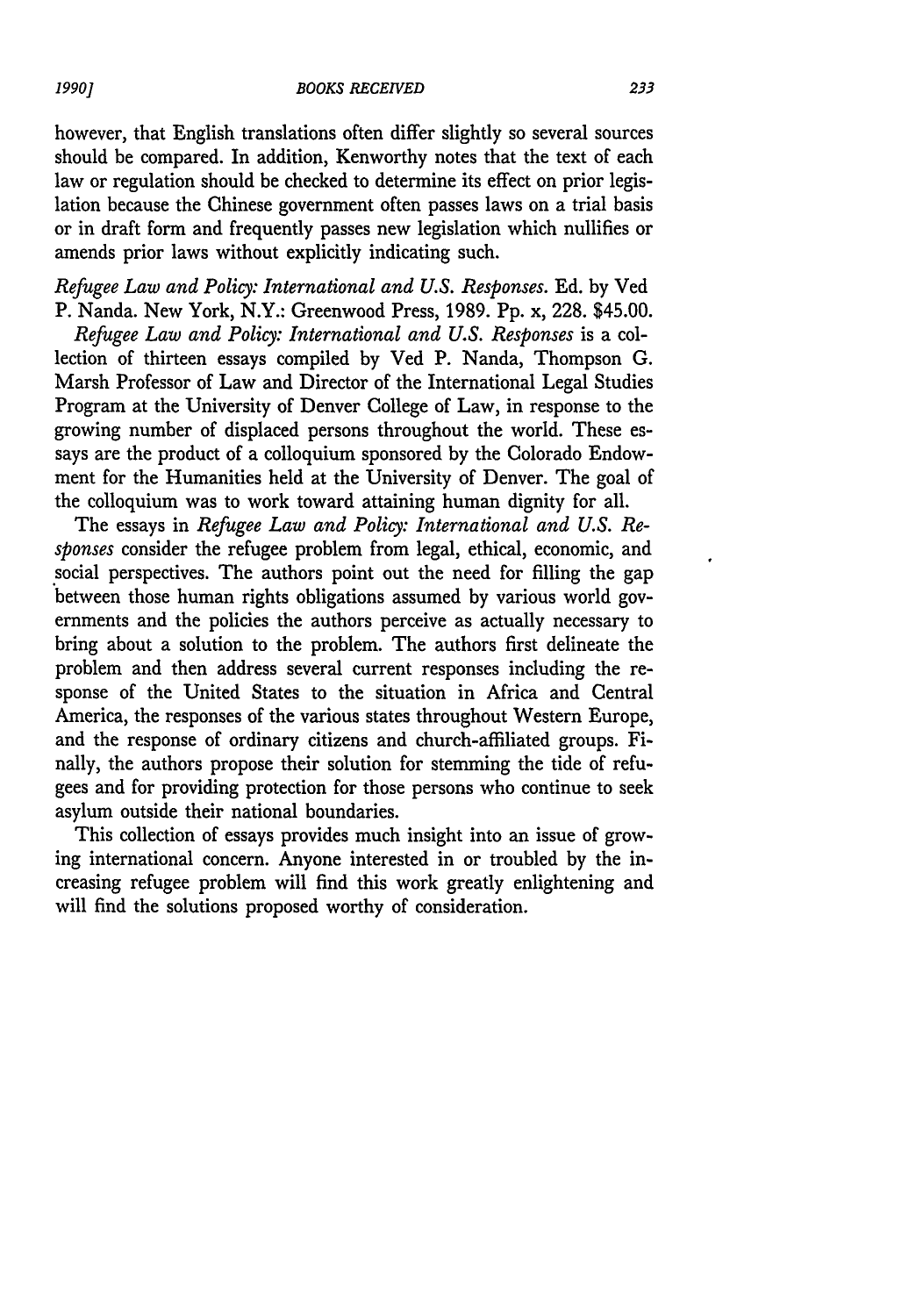however, that English translations often differ slightly so several sources should be compared. In addition, Kenworthy notes that the text of each law or regulation should be checked to determine its effect on prior legislation because the Chinese government often passes laws on a trial basis or in draft form and frequently passes new legislation which nullifies or amends prior laws without explicitly indicating such.

*Refugee Law and Policy: International and U.S. Responses.* Ed. by Ved P. Nanda. New York, N.Y.: Greenwood Press, 1989. Pp. x, 228. $45.00.

*Refugee Law and Policy: International and U.S. Responses* is a collection of thirteen essays compiled by Ved P. Nanda, Thompson G. Marsh Professor of Law and Director of the International Legal Studies Program at the University of Denver College of Law, in response to the growing number of displaced persons throughout the world. These essays are the product of a colloquium sponsored by the Colorado Endowment for the Humanities held at the University of Denver. The goal of the colloquium was to work toward attaining human dignity for all.

The essays in *Refugee Law and Policy: International and U.S. Responses* consider the refugee problem from legal, ethical, economic, and social perspectives. The authors point out the need for filling the gap between those human rights obligations assumed by various world governments and the policies the authors perceive as actually necessary to bring about a solution to the problem. The authors first delineate the problem and then address several current responses including the response of the United States to the situation in Africa and Central America, the responses of the various states throughout Western Europe, and the response of ordinary citizens and church-affiliated groups. Finally, the authors propose their solution for stemming the tide of refugees and for providing protection for those persons who continue to seek asylum outside their national boundaries.

This collection of essays provides much insight into an issue of growing international concern. Anyone interested in or troubled by the increasing refugee problem will find this work greatly enlightening and will find the solutions proposed worthy of consideration.